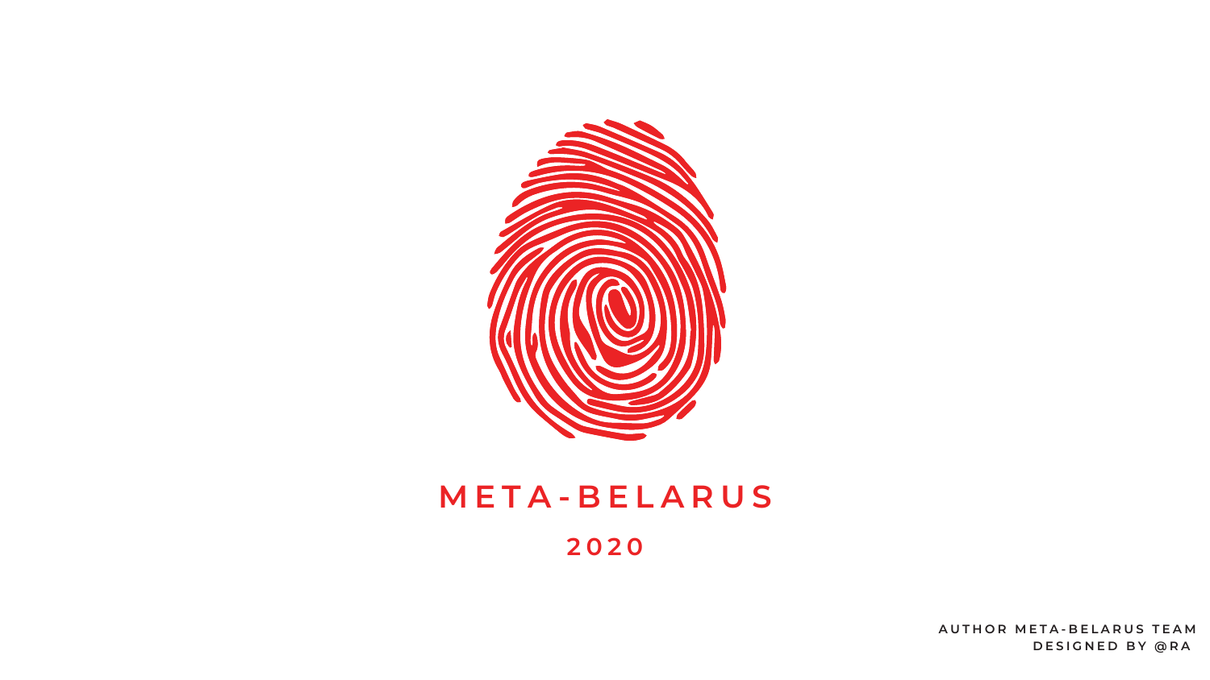# META-BELARUS

## 2020

AUTHOR META-BELARUS TEAM
DESIGNED BY @RA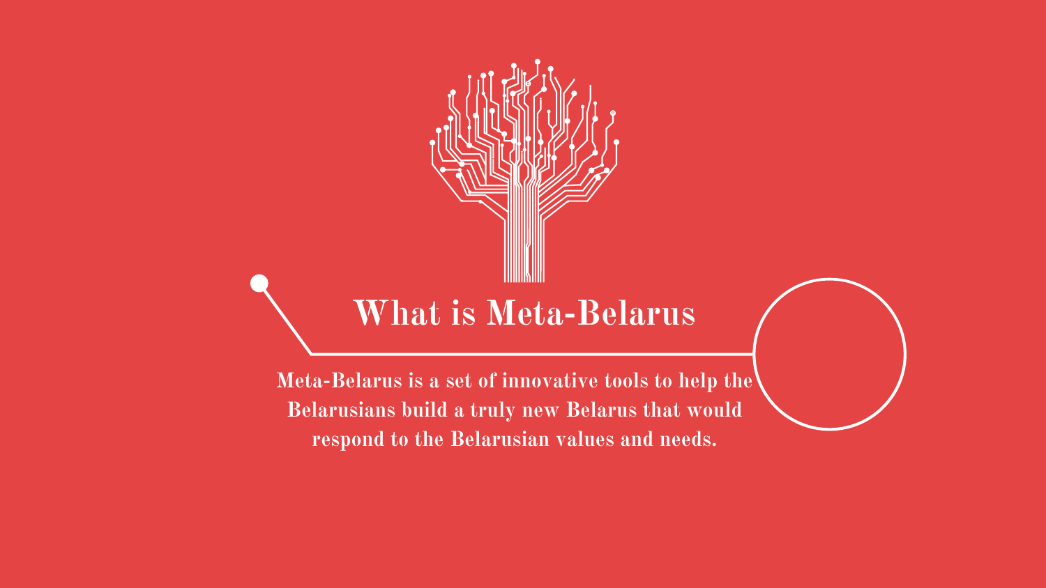# What is Meta-Belarus

**Meta-Belarus is a set of innovative tools to help the Belarusians build a truly new Belarus that would respond to the Belarusian values and needs.**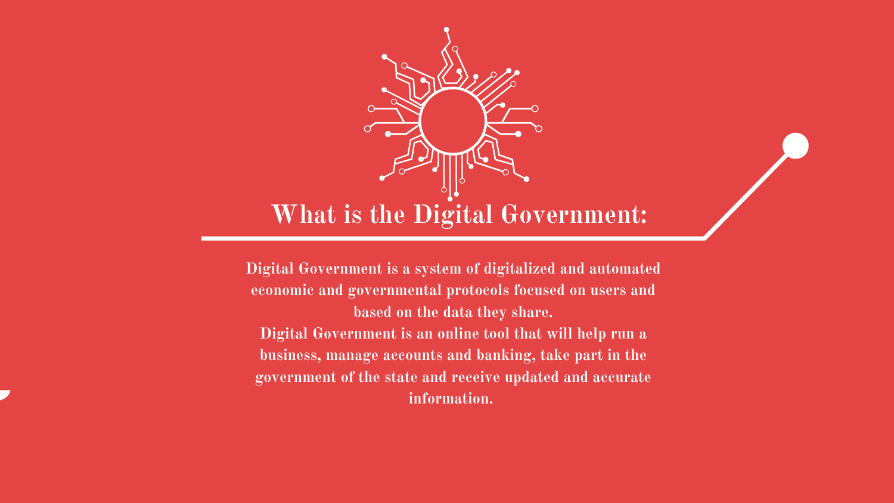# What is the Digital Government:

**Digital Government is a system of digitalized and automated economic and governmental protocols focused on users and based on the data they share.**

**Digital Government is an online tool that will help run a business, manage accounts and banking, take part in the government of the state and receive updated and accurate information.**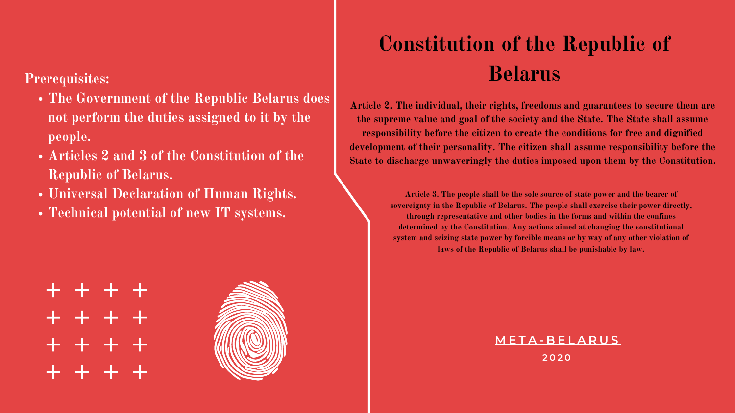**Prerequisites:**

- The Government of the Republic Belarus does not perform the duties assigned to it by the people.
- Articles 2 and 3 of the Constitution of the Republic of Belarus.
- Universal Declaration of Human Rights.
- Technical potential of new IT systems.

# Constitution of the Republic of Belarus

**Article 2.** The individual, their rights, freedoms and guarantees to secure them are the supreme value and goal of the society and the State. The State shall assume responsibility before the citizen to create the conditions for free and dignified development of their personality. The citizen shall assume responsibility before the State to discharge unwaveringly the duties imposed upon them by the Constitution.

**Article 3.** The people shall be the sole source of state power and the bearer of sovereignty in the Republic of Belarus. The people shall exercise their power directly, through representative and other bodies in the forms and within the confines determined by the Constitution. Any actions aimed at changing the constitutional system and seizing state power by forcible means or by way of any other violation of laws of the Republic of Belarus shall be punishable by law.

META-BELARUS

2020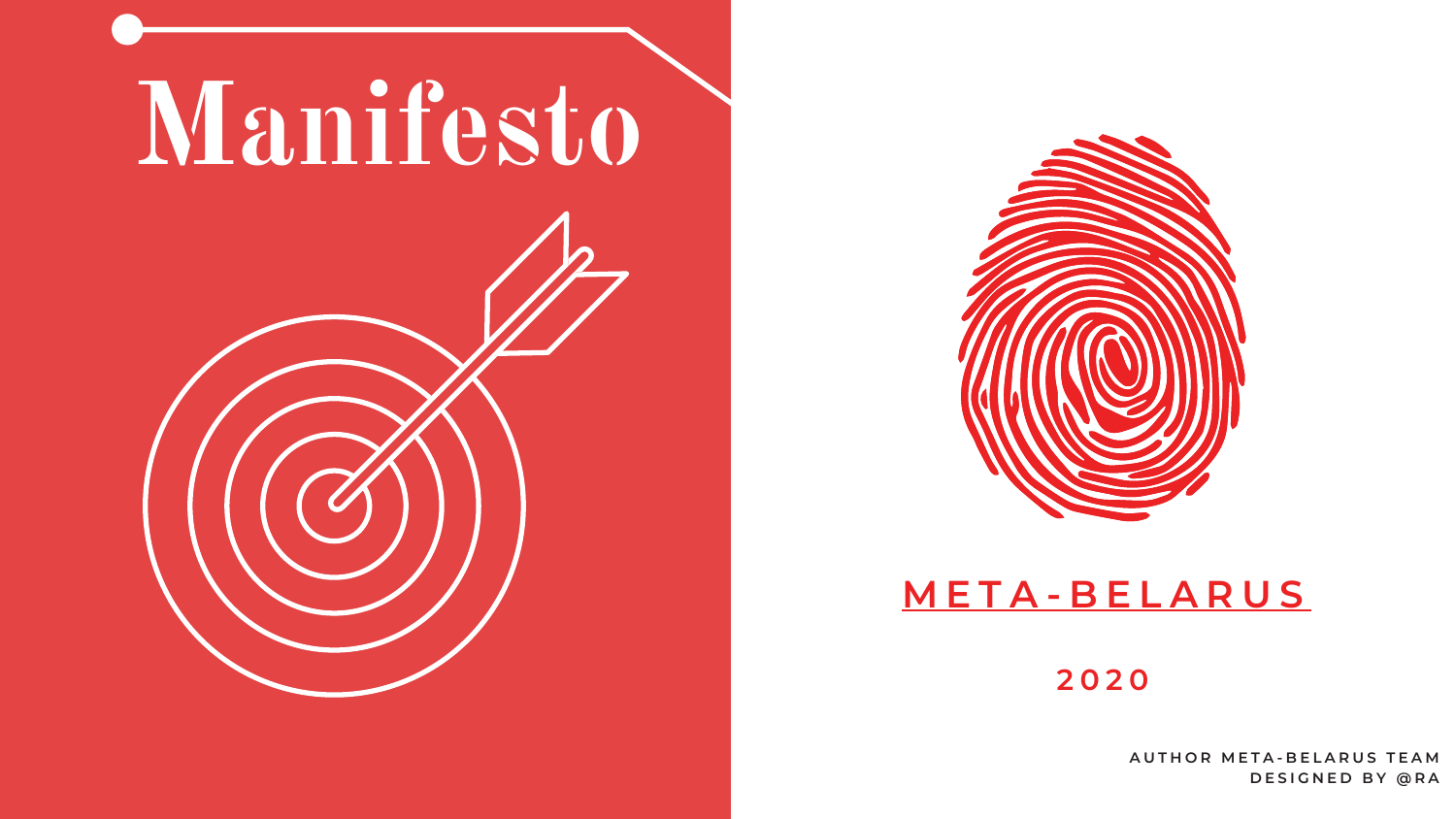# Manifesto

## META-BELARUS

**2020**

AUTHOR META-BELARUS TEAM
DESIGNED BY @RA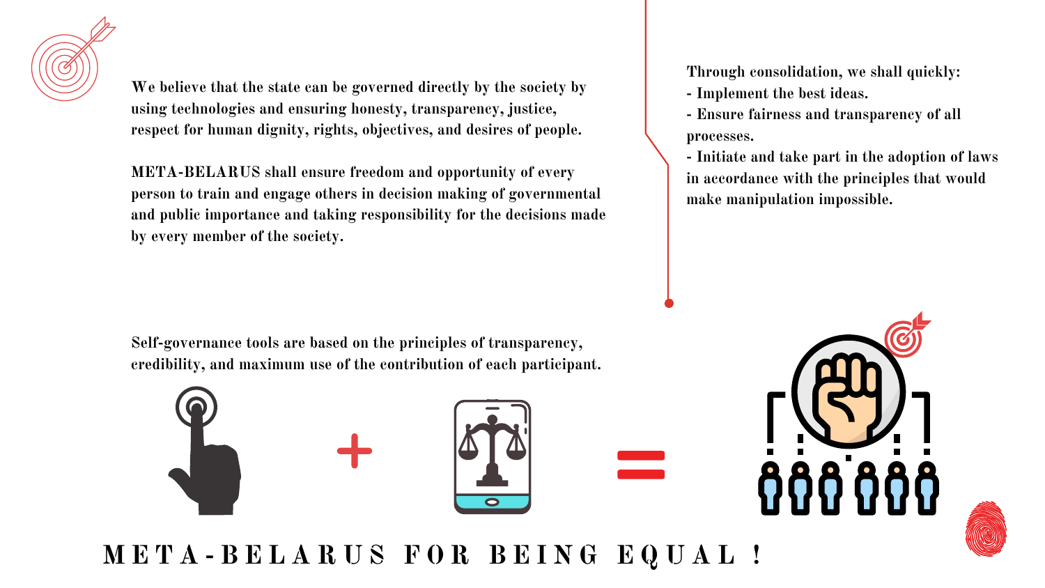We believe that the state can be governed directly by the society by using technologies and ensuring honesty, transparency, justice, respect for human dignity, rights, objectives, and desires of people.

**META-BELARUS** shall ensure freedom and opportunity of every person to train and engage others in decision making of governmental and public importance and taking responsibility for the decisions made by every member of the society.

Through consolidation, we shall quickly:

- Implement the best ideas.
- Ensure fairness and transparency of all processes.
- Initiate and take part in the adoption of laws in accordance with the principles that would make manipulation impossible.

Self-governance tools are based on the principles of transparency, credibility, and maximum use of the contribution of each participant.

**META-BELARUS FOR BEING EQUAL !**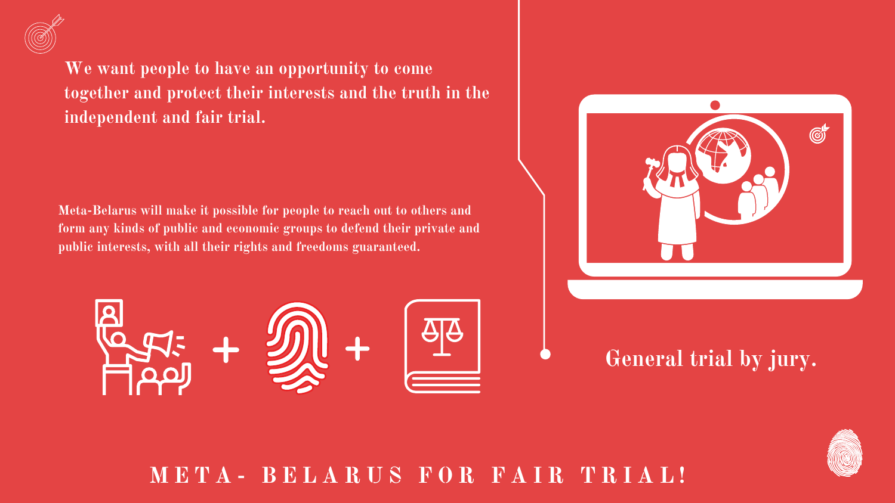**We want people to have an opportunity to come together and protect their interests and the truth in the independent and fair trial.**

**Meta-Belarus will make it possible for people to reach out to others and form any kinds of public and economic groups to defend their private and public interests, with all their rights and freedoms guaranteed.**

**General trial by jury.**

## META- BELARUS FOR FAIR TRIAL!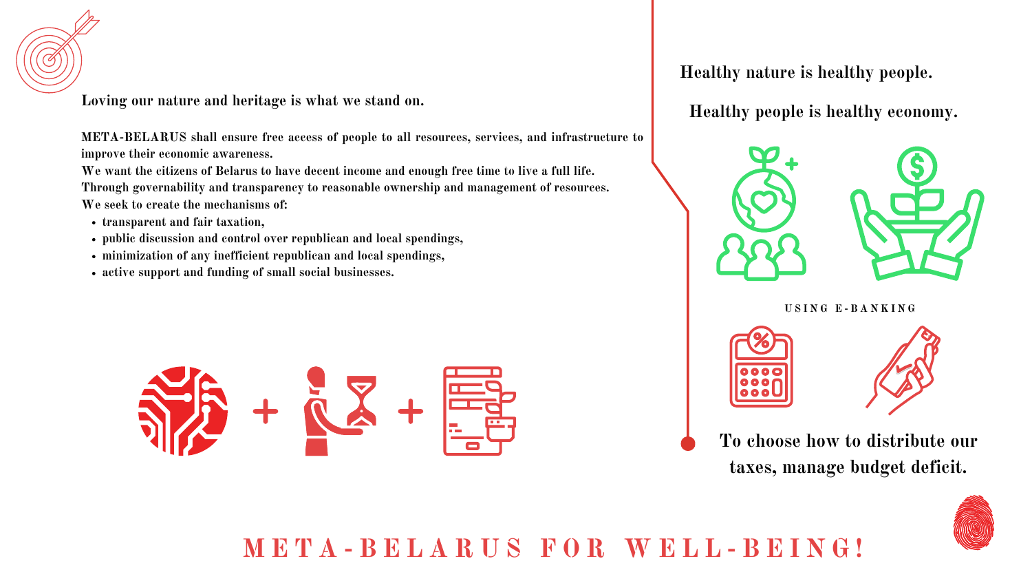Loving our nature and heritage is what we stand on.

**META-BELARUS** shall ensure free access of people to all resources, services, and infrastructure to improve their economic awareness.
We want the citizens of Belarus to have decent income and enough free time to live a full life.
Through governability and transparency to reasonable ownership and management of resources.
We seek to create the mechanisms of:

- transparent and fair taxation,
- public discussion and control over republican and local spendings,
- minimization of any inefficient republican and local spendings,
- active support and funding of small social businesses.

Healthy nature is healthy people.

Healthy people is healthy economy.

USING E-BANKING

To choose how to distribute our taxes, manage budget deficit.

# META-BELARUS FOR WELL-BEING!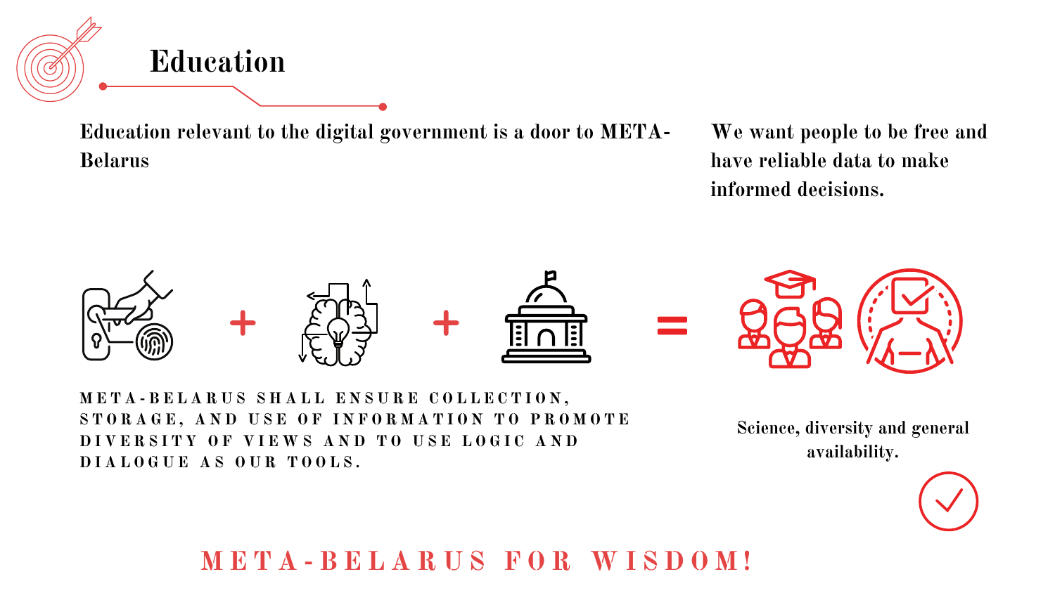# Education

Education relevant to the digital government is a door to META-Belarus

We want people to be free and have reliable data to make informed decisions.

+ + =

META-BELARUS SHALL ENSURE COLLECTION, STORAGE, AND USE OF INFORMATION TO PROMOTE DIVERSITY OF VIEWS AND TO USE LOGIC AND DIALOGUE AS OUR TOOLS.

Science, diversity and general availability.

**META-BELARUS FOR WISDOM!**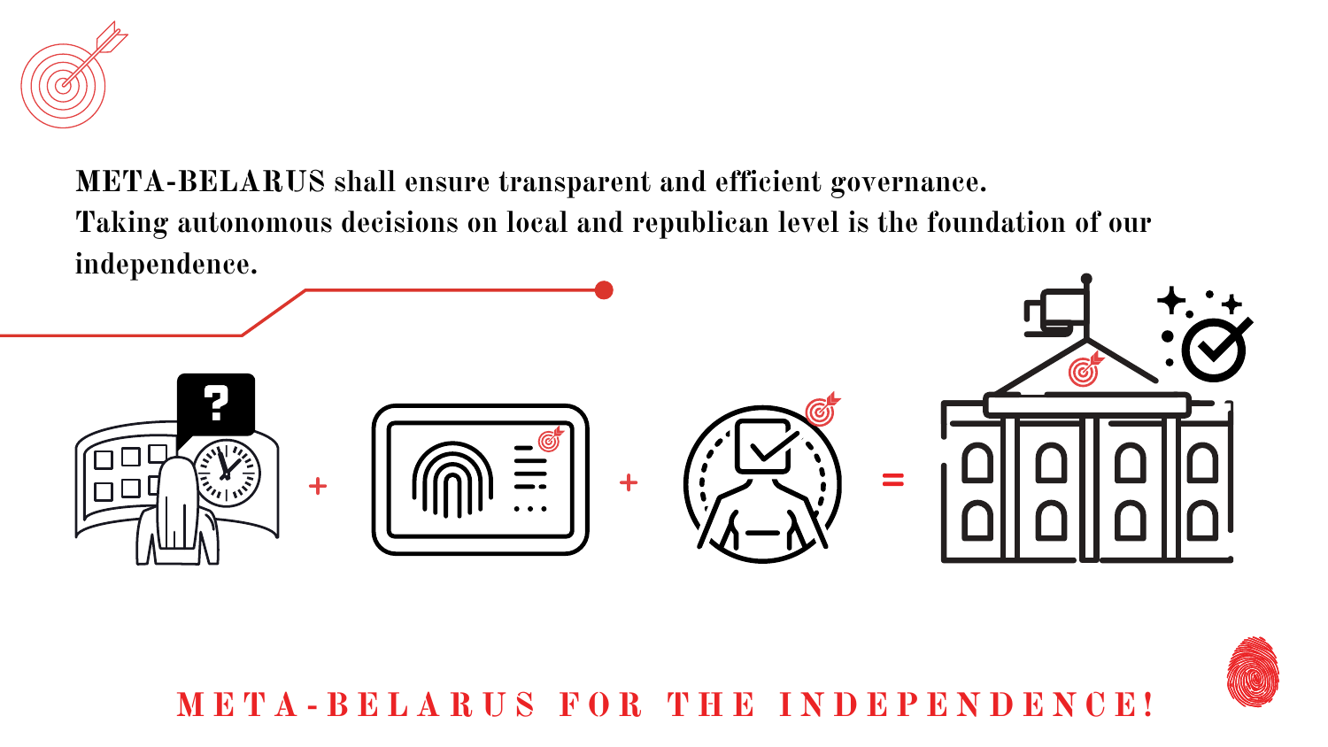**META-BELARUS** shall ensure transparent and efficient governance.
Taking autonomous decisions on local and republican level is the foundation of our independence.

+ + =

**META-BELARUS FOR THE INDEPENDENCE!**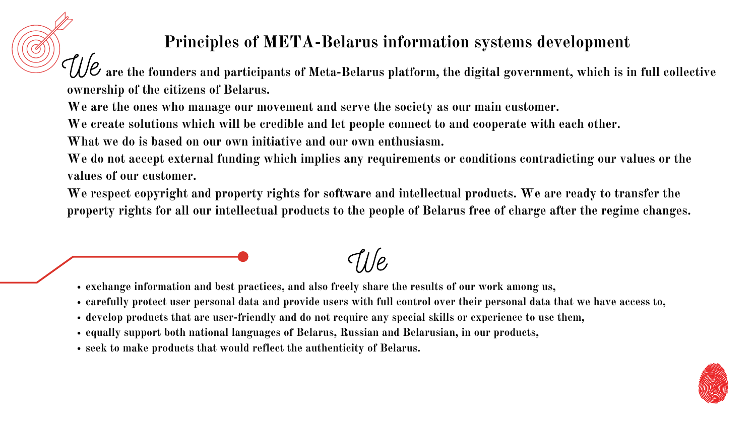# Principles of META-Belarus information systems development

We are the founders and participants of Meta-Belarus platform, the digital government, which is in full collective ownership of the citizens of Belarus.

We are the ones who manage our movement and serve the society as our main customer.

We create solutions which will be credible and let people connect to and cooperate with each other.

What we do is based on our own initiative and our own enthusiasm.

We do not accept external funding which implies any requirements or conditions contradicting our values or the values of our customer.

We respect copyright and property rights for software and intellectual products. We are ready to transfer the property rights for all our intellectual products to the people of Belarus free of charge after the regime changes.

We

- exchange information and best practices, and also freely share the results of our work among us,
- carefully protect user personal data and provide users with full control over their personal data that we have access to,
- develop products that are user-friendly and do not require any special skills or experience to use them,
- equally support both national languages of Belarus, Russian and Belarusian, in our products,
- seek to make products that would reflect the authenticity of Belarus.